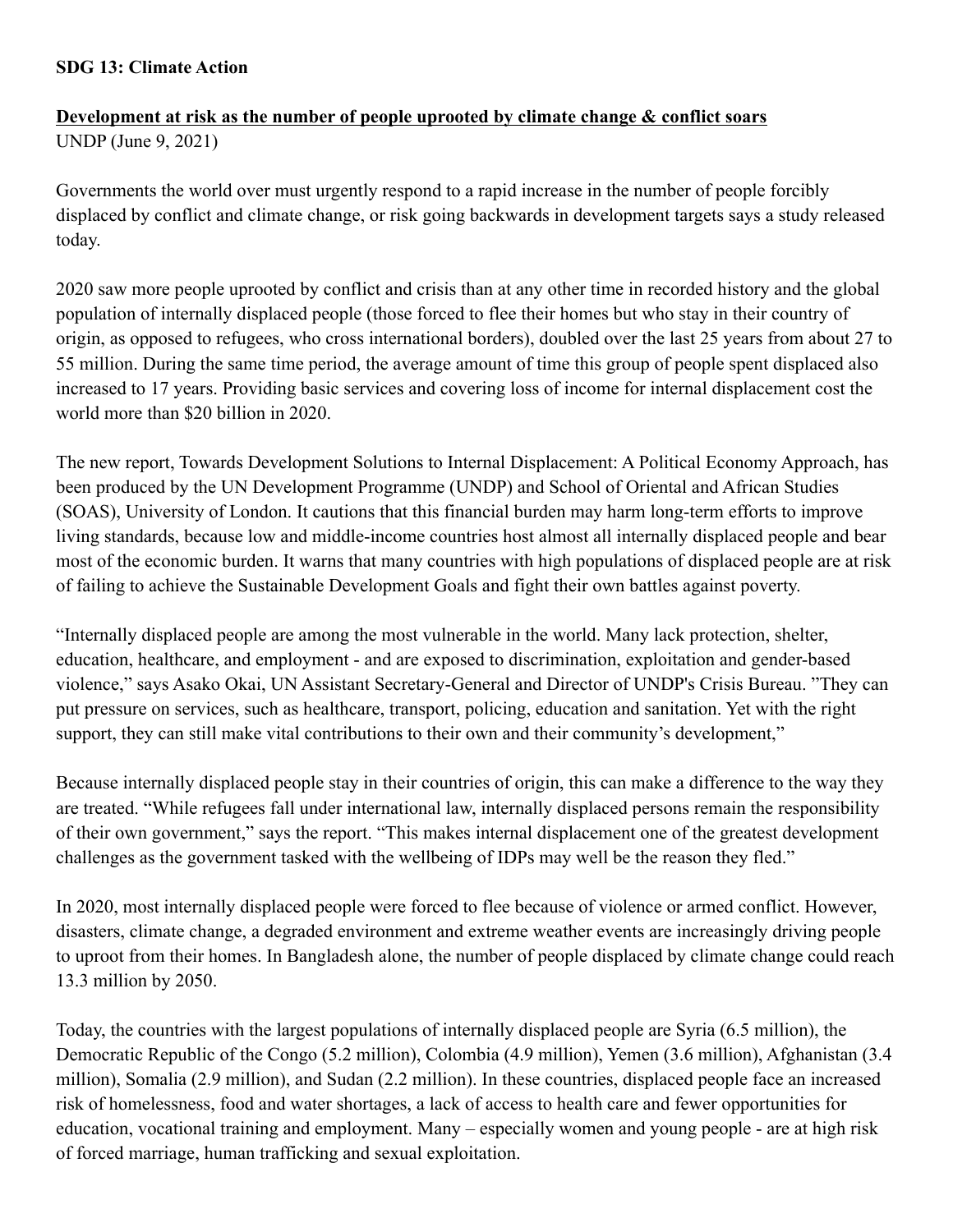**SDG 13: Climate Action**

**Development at risk as the number of people uprooted by climate change & conflict soars**
UNDP (June 9, 2021)

Governments the world over must urgently respond to a rapid increase in the number of people forcibly displaced by conflict and climate change, or risk going backwards in development targets says a study released today.

2020 saw more people uprooted by conflict and crisis than at any other time in recorded history and the global population of internally displaced people (those forced to flee their homes but who stay in their country of origin, as opposed to refugees, who cross international borders), doubled over the last 25 years from about 27 to 55 million. During the same time period, the average amount of time this group of people spent displaced also increased to 17 years. Providing basic services and covering loss of income for internal displacement cost the world more than $20 billion in 2020.

The new report, Towards Development Solutions to Internal Displacement: A Political Economy Approach, has been produced by the UN Development Programme (UNDP) and School of Oriental and African Studies (SOAS), University of London. It cautions that this financial burden may harm long-term efforts to improve living standards, because low and middle-income countries host almost all internally displaced people and bear most of the economic burden. It warns that many countries with high populations of displaced people are at risk of failing to achieve the Sustainable Development Goals and fight their own battles against poverty.

“Internally displaced people are among the most vulnerable in the world. Many lack protection, shelter, education, healthcare, and employment - and are exposed to discrimination, exploitation and gender-based violence,” says Asako Okai, UN Assistant Secretary-General and Director of UNDP's Crisis Bureau. ”They can put pressure on services, such as healthcare, transport, policing, education and sanitation. Yet with the right support, they can still make vital contributions to their own and their community’s development,”

Because internally displaced people stay in their countries of origin, this can make a difference to the way they are treated. “While refugees fall under international law, internally displaced persons remain the responsibility of their own government,” says the report. “This makes internal displacement one of the greatest development challenges as the government tasked with the wellbeing of IDPs may well be the reason they fled.”

In 2020, most internally displaced people were forced to flee because of violence or armed conflict. However, disasters, climate change, a degraded environment and extreme weather events are increasingly driving people to uproot from their homes. In Bangladesh alone, the number of people displaced by climate change could reach 13.3 million by 2050.

Today, the countries with the largest populations of internally displaced people are Syria (6.5 million), the Democratic Republic of the Congo (5.2 million), Colombia (4.9 million), Yemen (3.6 million), Afghanistan (3.4 million), Somalia (2.9 million), and Sudan (2.2 million). In these countries, displaced people face an increased risk of homelessness, food and water shortages, a lack of access to health care and fewer opportunities for education, vocational training and employment. Many – especially women and young people - are at high risk of forced marriage, human trafficking and sexual exploitation.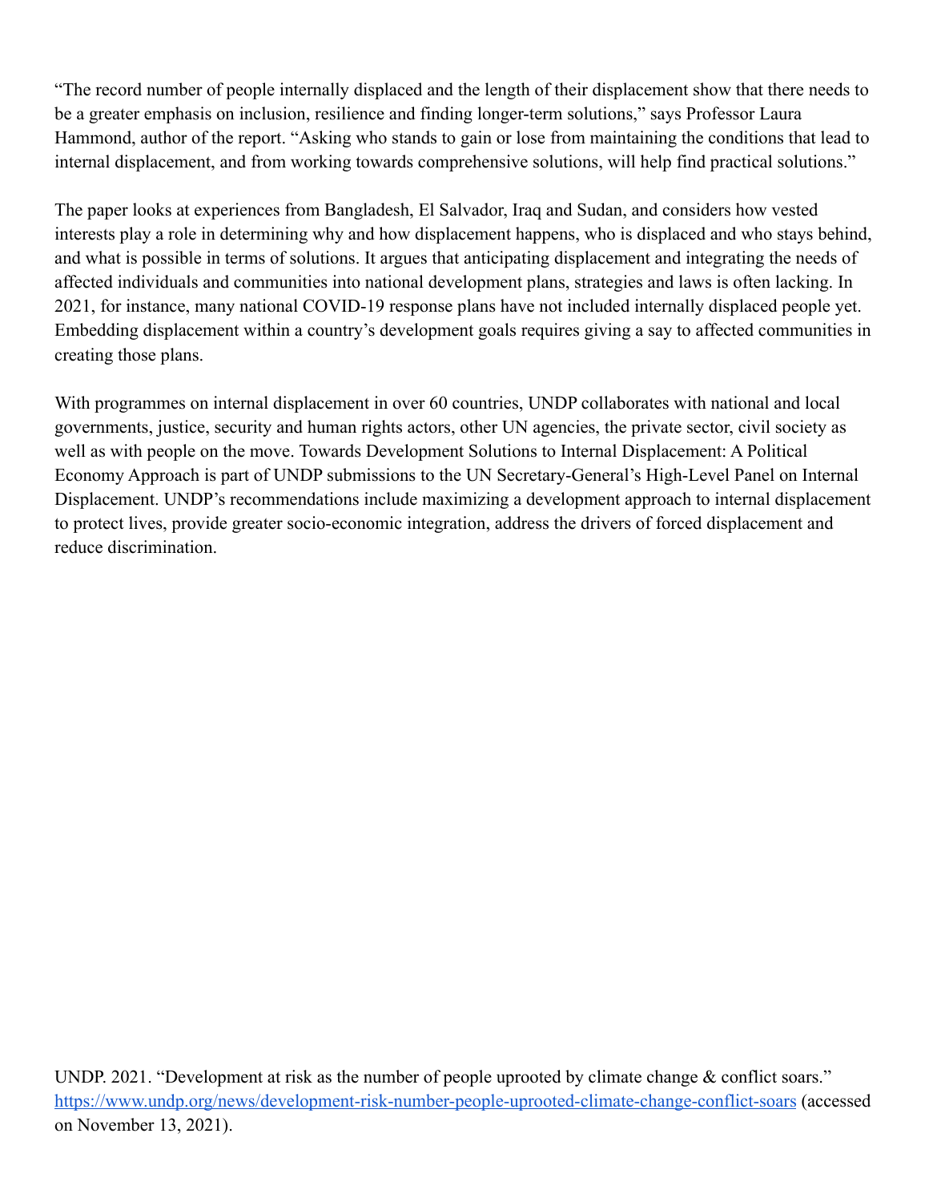"The record number of people internally displaced and the length of their displacement show that there needs to be a greater emphasis on inclusion, resilience and finding longer-term solutions," says Professor Laura Hammond, author of the report. "Asking who stands to gain or lose from maintaining the conditions that lead to internal displacement, and from working towards comprehensive solutions, will help find practical solutions."

The paper looks at experiences from Bangladesh, El Salvador, Iraq and Sudan, and considers how vested interests play a role in determining why and how displacement happens, who is displaced and who stays behind, and what is possible in terms of solutions. It argues that anticipating displacement and integrating the needs of affected individuals and communities into national development plans, strategies and laws is often lacking. In 2021, for instance, many national COVID-19 response plans have not included internally displaced people yet. Embedding displacement within a country's development goals requires giving a say to affected communities in creating those plans.

With programmes on internal displacement in over 60 countries, UNDP collaborates with national and local governments, justice, security and human rights actors, other UN agencies, the private sector, civil society as well as with people on the move. Towards Development Solutions to Internal Displacement: A Political Economy Approach is part of UNDP submissions to the UN Secretary-General's High-Level Panel on Internal Displacement. UNDP's recommendations include maximizing a development approach to internal displacement to protect lives, provide greater socio-economic integration, address the drivers of forced displacement and reduce discrimination.

UNDP. 2021. "Development at risk as the number of people uprooted by climate change & conflict soars." [https://www.undp.org/news/development-risk-number-people-uprooted-climate-change-conflict-soars](https://www.undp.org/news/development-risk-number-people-uprooted-climate-change-conflict-soars) (accessed on November 13, 2021).